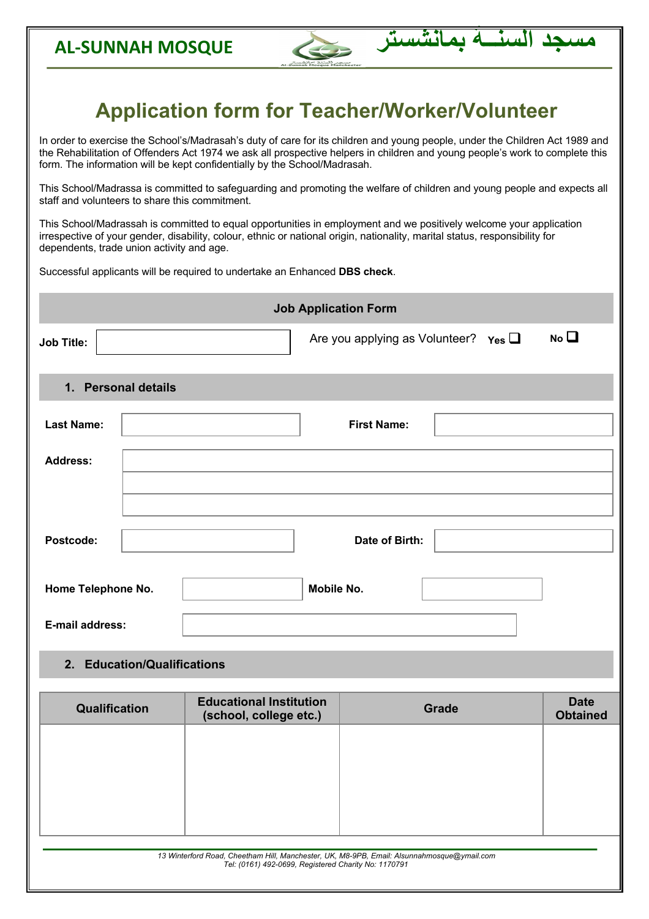**AL-SUNNAH MOSQUE** مسجد السنــة بمانشستر

# Application form for Teacher/Worker/Volunteer

In order to exercise the School's/Madrasah's duty of care for its children and young people, under the Children Act 1989 and the Rehabilitation of Offenders Act 1974 we ask all prospective helpers in children and young people's work to complete this form. The information will be kept confidentially by the School/Madrasah.

This School/Madrassa is committed to safeguarding and promoting the welfare of children and young people and expects all staff and volunteers to share this commitment.

This School/Madrassah is committed to equal opportunities in employment and we positively welcome your application irrespective of your gender, disability, colour, ethnic or national origin, nationality, marital status, responsibility for dependents, trade union activity and age.

Successful applicants will be required to undertake an Enhanced **DBS check**.

## Job Application Form

**Job Title:** ____________________ Are you applying as Volunteer? **Yes** ☐ **No** ☐

### 1. Personal details

**Last Name:** ____________________ **First Name:** ____________________

**Address:** ____________________

**Postcode:** ____________________ **Date of Birth:** ____________________

**Home Telephone No.** ____________________ **Mobile No.** ____________________

**E-mail address:** ____________________

### 2. Education/Qualifications

| Qualification | Educational Institution (school, college etc.) | Grade | Date Obtained |
|---|---|---|---|
| | | | |

*13 Winterford Road, Cheetham Hill, Manchester, UK, M8-9PB, Email: Alsunnahmosque@ymail.com*
*Tel: (0161) 492-0699, Registered Charity No: 1170791*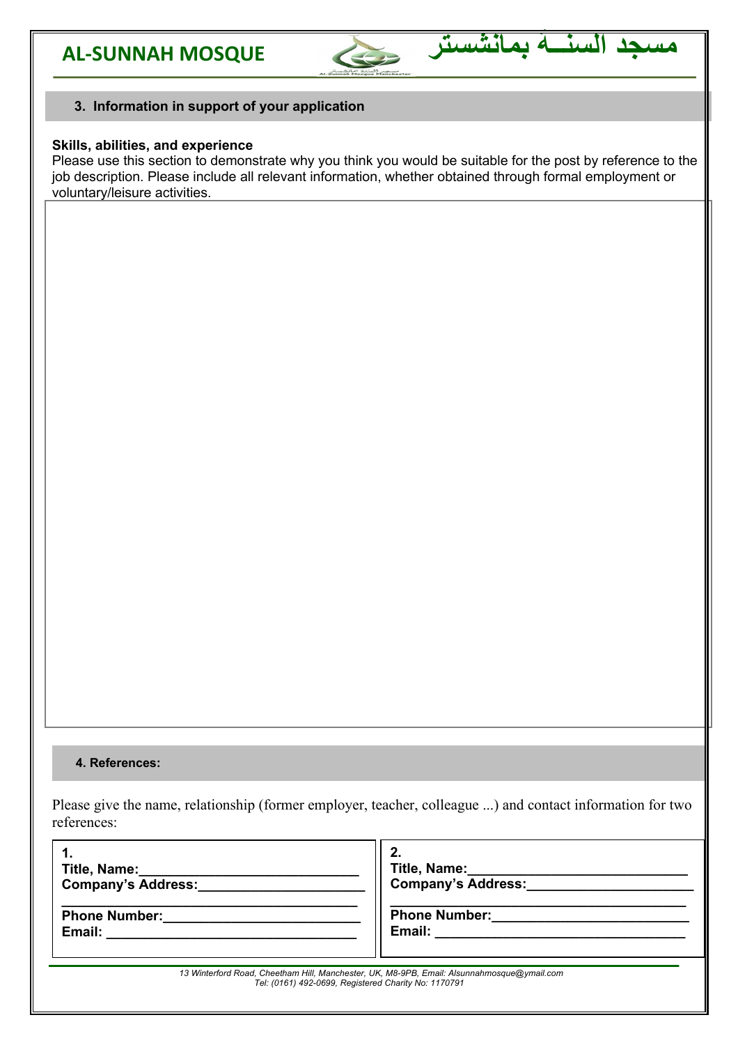## 3. Information in support of your application

**Skills, abilities, and experience**

Please use this section to demonstrate why you think you would be suitable for the post by reference to the job description. Please include all relevant information, whether obtained through formal employment or voluntary/leisure activities.

## 4. References:

Please give the name, relationship (former employer, teacher, colleague ...) and contact information for two references:

| | |
|---|---|
| **1.**<br>**Title, Name:**______________________________<br>**Company's Address:**______________________<br>_________________________________________<br>**Phone Number:**__________________________<br>**Email:** __________________________________ | **2.**<br>**Title, Name:**______________________________<br>**Company's Address:**______________________<br>_________________________________________<br>**Phone Number:**__________________________<br>**Email:** __________________________________ |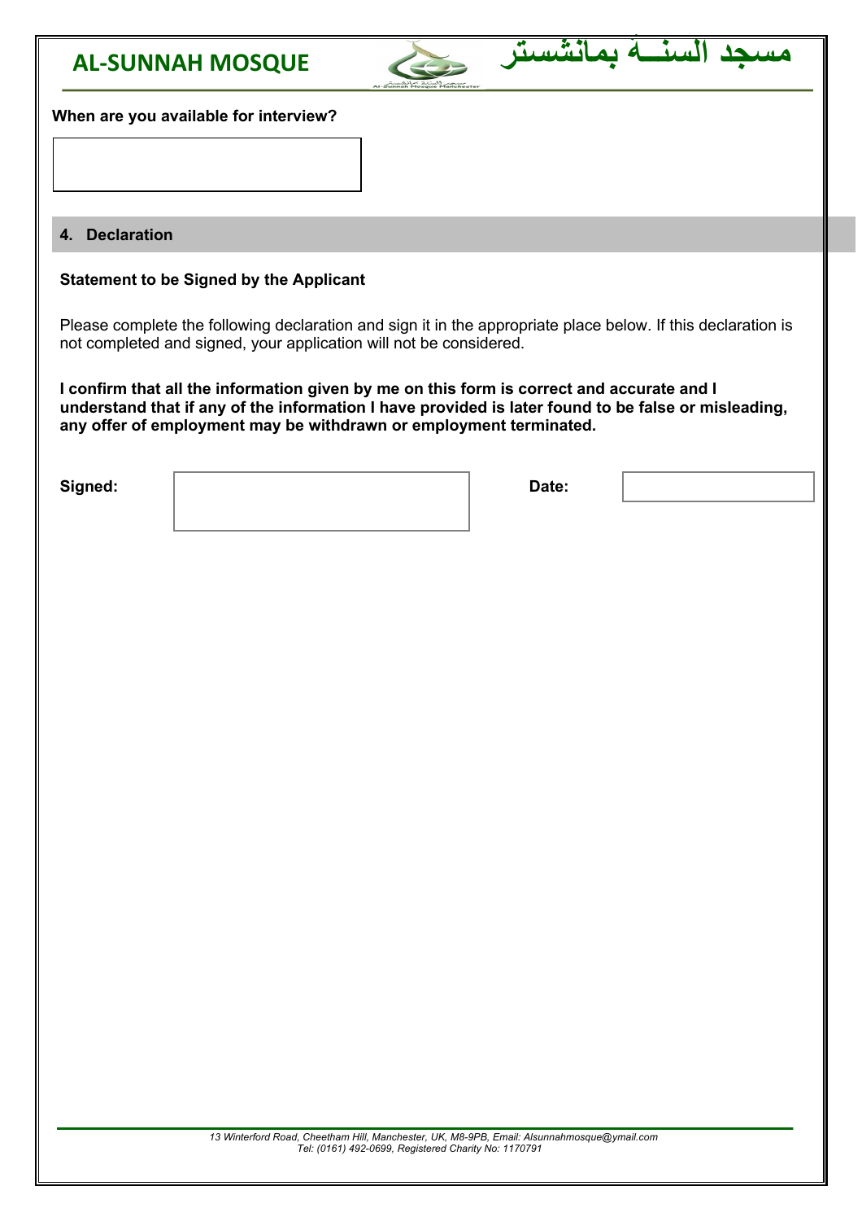**When are you available for interview?**

## 4. Declaration

**Statement to be Signed by the Applicant**

Please complete the following declaration and sign it in the appropriate place below. If this declaration is not completed and signed, your application will not be considered.

**I confirm that all the information given by me on this form is correct and accurate and I understand that if any of the information I have provided is later found to be false or misleading, any offer of employment may be withdrawn or employment terminated.**

**Signed:**

**Date:**